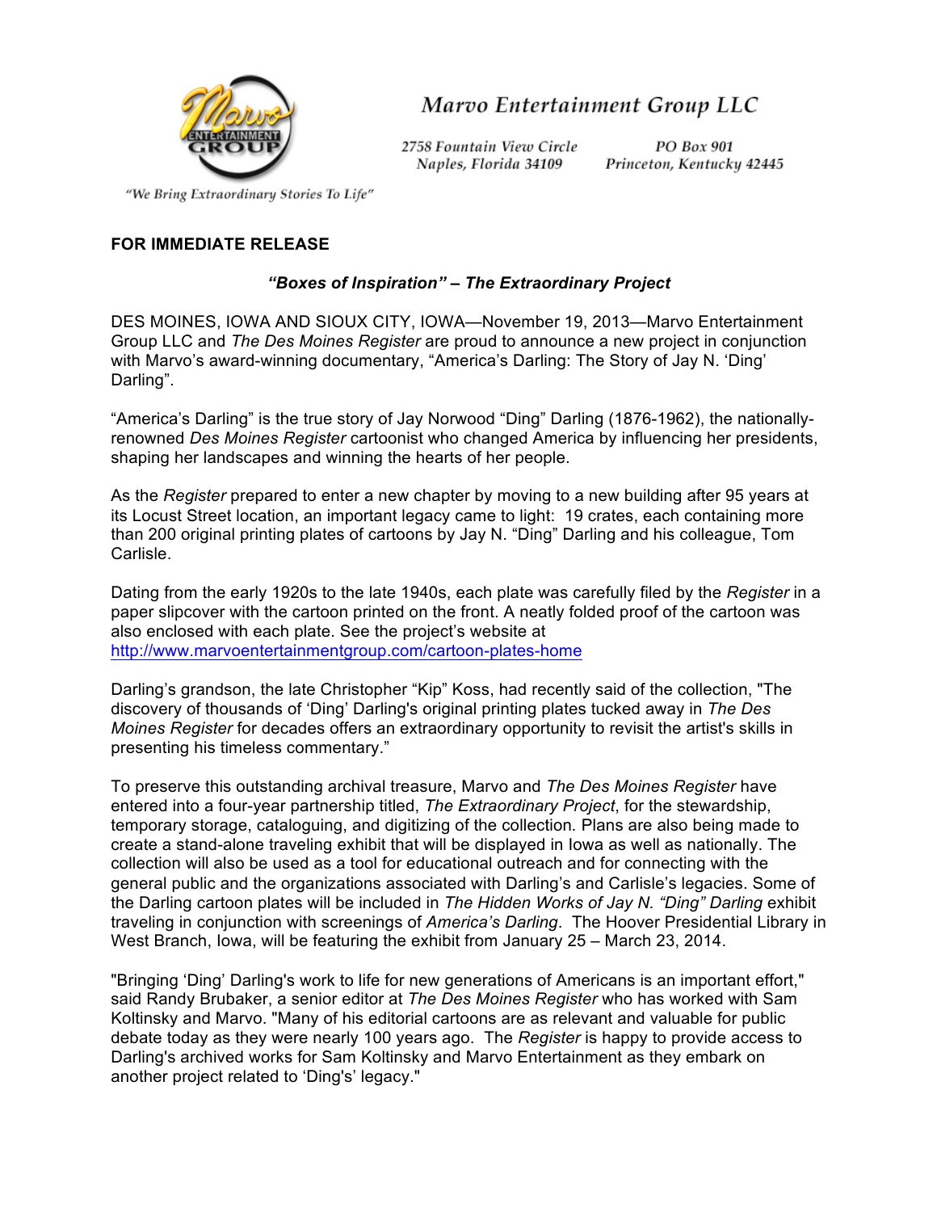# Marvo Entertainment Group LLC

2758 Fountain View Circle
Naples, Florida 34109

PO Box 901
Princeton, Kentucky 42445

*"We Bring Extraordinary Stories To Life"*

**FOR IMMEDIATE RELEASE**

***"Boxes of Inspiration" – The Extraordinary Project***

DES MOINES, IOWA AND SIOUX CITY, IOWA—November 19, 2013—Marvo Entertainment Group LLC and *The Des Moines Register* are proud to announce a new project in conjunction with Marvo's award-winning documentary, "America's Darling: The Story of Jay N. 'Ding' Darling".

"America's Darling" is the true story of Jay Norwood "Ding" Darling (1876-1962), the nationally-renowned *Des Moines Register* cartoonist who changed America by influencing her presidents, shaping her landscapes and winning the hearts of her people.

As the *Register* prepared to enter a new chapter by moving to a new building after 95 years at its Locust Street location, an important legacy came to light: 19 crates, each containing more than 200 original printing plates of cartoons by Jay N. "Ding" Darling and his colleague, Tom Carlisle.

Dating from the early 1920s to the late 1940s, each plate was carefully filed by the *Register* in a paper slipcover with the cartoon printed on the front. A neatly folded proof of the cartoon was also enclosed with each plate. See the project's website at http://www.marvoentertainmentgroup.com/cartoon-plates-home

Darling's grandson, the late Christopher "Kip" Koss, had recently said of the collection, "The discovery of thousands of 'Ding' Darling's original printing plates tucked away in *The Des Moines Register* for decades offers an extraordinary opportunity to revisit the artist's skills in presenting his timeless commentary."

To preserve this outstanding archival treasure, Marvo and *The Des Moines Register* have entered into a four-year partnership titled, *The Extraordinary Project*, for the stewardship, temporary storage, cataloguing, and digitizing of the collection. Plans are also being made to create a stand-alone traveling exhibit that will be displayed in Iowa as well as nationally. The collection will also be used as a tool for educational outreach and for connecting with the general public and the organizations associated with Darling's and Carlisle's legacies. Some of the Darling cartoon plates will be included in *The Hidden Works of Jay N. "Ding" Darling* exhibit traveling in conjunction with screenings of *America's Darling*. The Hoover Presidential Library in West Branch, Iowa, will be featuring the exhibit from January 25 – March 23, 2014.

"Bringing 'Ding' Darling's work to life for new generations of Americans is an important effort," said Randy Brubaker, a senior editor at *The Des Moines Register* who has worked with Sam Koltinsky and Marvo. "Many of his editorial cartoons are as relevant and valuable for public debate today as they were nearly 100 years ago. The *Register* is happy to provide access to Darling's archived works for Sam Koltinsky and Marvo Entertainment as they embark on another project related to 'Ding's' legacy."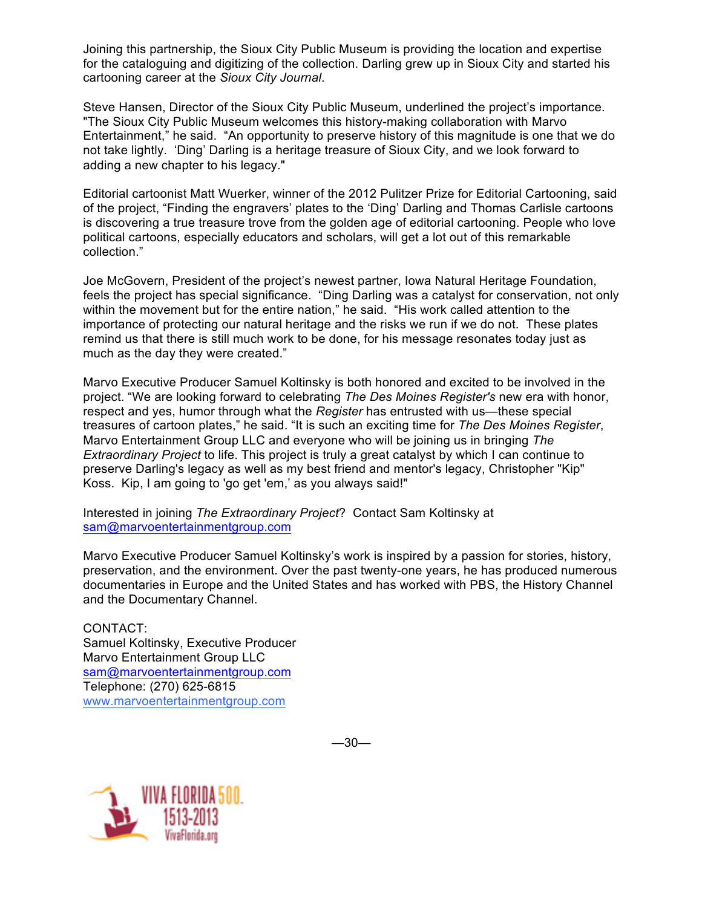Joining this partnership, the Sioux City Public Museum is providing the location and expertise for the cataloguing and digitizing of the collection. Darling grew up in Sioux City and started his cartooning career at the *Sioux City Journal*.

Steve Hansen, Director of the Sioux City Public Museum, underlined the project's importance. "The Sioux City Public Museum welcomes this history-making collaboration with Marvo Entertainment," he said. "An opportunity to preserve history of this magnitude is one that we do not take lightly. 'Ding' Darling is a heritage treasure of Sioux City, and we look forward to adding a new chapter to his legacy."

Editorial cartoonist Matt Wuerker, winner of the 2012 Pulitzer Prize for Editorial Cartooning, said of the project, "Finding the engravers' plates to the 'Ding' Darling and Thomas Carlisle cartoons is discovering a true treasure trove from the golden age of editorial cartooning. People who love political cartoons, especially educators and scholars, will get a lot out of this remarkable collection."

Joe McGovern, President of the project's newest partner, Iowa Natural Heritage Foundation, feels the project has special significance. "Ding Darling was a catalyst for conservation, not only within the movement but for the entire nation," he said. "His work called attention to the importance of protecting our natural heritage and the risks we run if we do not. These plates remind us that there is still much work to be done, for his message resonates today just as much as the day they were created."

Marvo Executive Producer Samuel Koltinsky is both honored and excited to be involved in the project. "We are looking forward to celebrating *The Des Moines Register's* new era with honor, respect and yes, humor through what the *Register* has entrusted with us—these special treasures of cartoon plates," he said. "It is such an exciting time for *The Des Moines Register*, Marvo Entertainment Group LLC and everyone who will be joining us in bringing *The Extraordinary Project* to life. This project is truly a great catalyst by which I can continue to preserve Darling's legacy as well as my best friend and mentor's legacy, Christopher "Kip" Koss. Kip, I am going to 'go get 'em,' as you always said!"

Interested in joining *The Extraordinary Project*? Contact Sam Koltinsky at [sam@marvoentertainmentgroup.com](mailto:sam@marvoentertainmentgroup.com)

Marvo Executive Producer Samuel Koltinsky's work is inspired by a passion for stories, history, preservation, and the environment. Over the past twenty-one years, he has produced numerous documentaries in Europe and the United States and has worked with PBS, the History Channel and the Documentary Channel.

CONTACT:
Samuel Koltinsky, Executive Producer
Marvo Entertainment Group LLC
[sam@marvoentertainmentgroup.com](mailto:sam@marvoentertainmentgroup.com)
Telephone: (270) 625-6815
[www.marvoentertainmentgroup.com](http://www.marvoentertainmentgroup.com)

—30—

VIVA FLORIDA 500
1513-2013
VivaFlorida.org